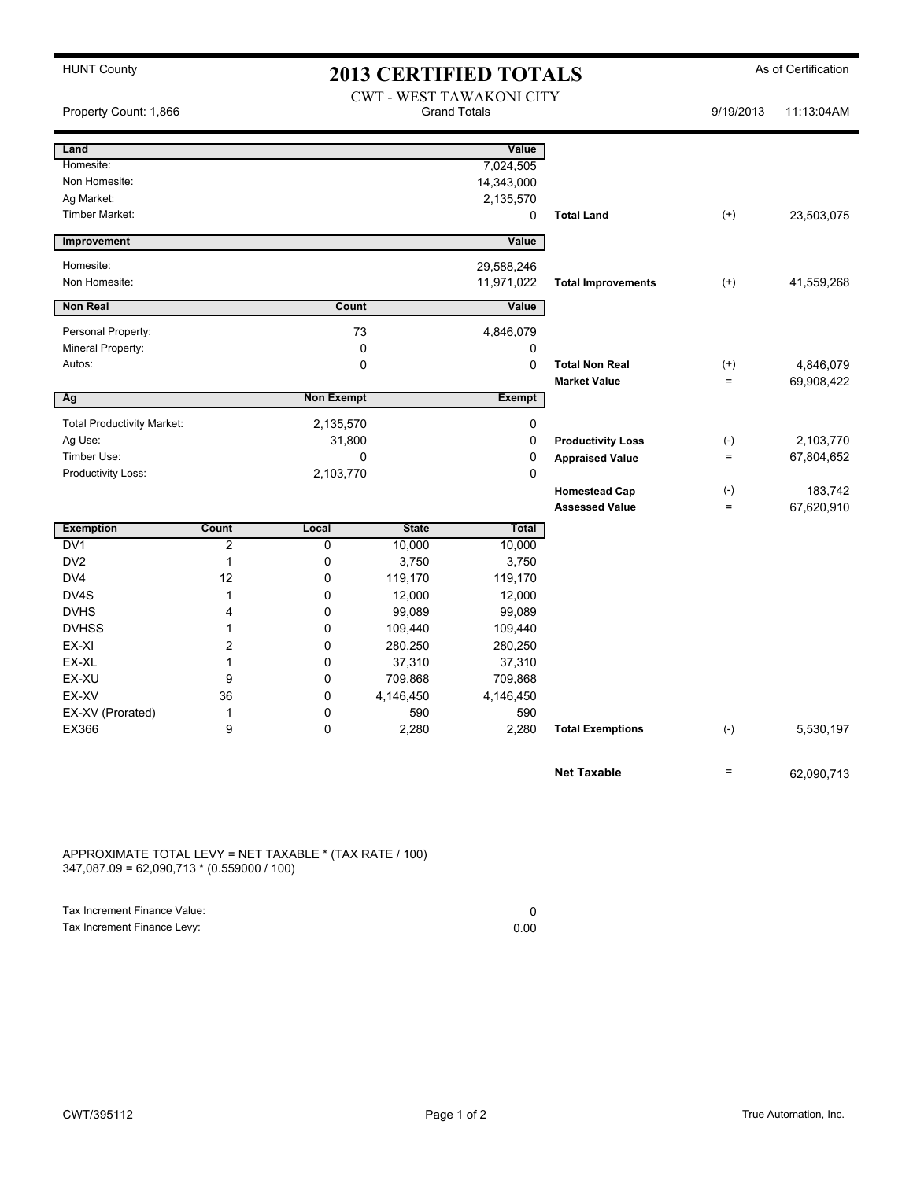HUNT County

# 2013 CERTIFIED TOTALS

As of Certification

CWT - WEST TAWAKONI CITY
Grand Totals

Property Count: 1,866 | 9/19/2013 | 11:13:04AM

| Land | | Value | | | |
|---|---|---|---|---|---|
| Homesite: | | 7,024,505 | | | |
| Non Homesite: | | 14,343,000 | | | |
| Ag Market: | | 2,135,570 | | | |
| Timber Market: | | 0 | **Total Land** | (+) | 23,503,075 |

| Improvement | | Value | | | |
|---|---|---|---|---|---|
| Homesite: | | 29,588,246 | | | |
| Non Homesite: | | 11,971,022 | **Total Improvements** | (+) | 41,559,268 |

| Non Real | Count | Value | | | |
|---|---|---|---|---|---|
| Personal Property: | 73 | 4,846,079 | | | |
| Mineral Property: | 0 | 0 | | | |
| Autos: | 0 | 0 | **Total Non Real** | (+) | 4,846,079 |
| | | | **Market Value** | = | 69,908,422 |

| Ag | Non Exempt | Exempt | | | |
|---|---|---|---|---|---|
| Total Productivity Market: | 2,135,570 | 0 | | | |
| Ag Use: | 31,800 | 0 | **Productivity Loss** | (-) | 2,103,770 |
| Timber Use: | 0 | 0 | **Appraised Value** | = | 67,804,652 |
| Productivity Loss: | 2,103,770 | 0 | | | |
| | | | **Homestead Cap** | (-) | 183,742 |
| | | | **Assessed Value** | = | 67,620,910 |

| Exemption | Count | Local | State | Total | | | |
|---|---|---|---|---|---|---|---|
| DV1 | 2 | 0 | 10,000 | 10,000 | | | |
| DV2 | 1 | 0 | 3,750 | 3,750 | | | |
| DV4 | 12 | 0 | 119,170 | 119,170 | | | |
| DV4S | 1 | 0 | 12,000 | 12,000 | | | |
| DVHS | 4 | 0 | 99,089 | 99,089 | | | |
| DVHSS | 1 | 0 | 109,440 | 109,440 | | | |
| EX-XI | 2 | 0 | 280,250 | 280,250 | | | |
| EX-XL | 1 | 0 | 37,310 | 37,310 | | | |
| EX-XU | 9 | 0 | 709,868 | 709,868 | | | |
| EX-XV | 36 | 0 | 4,146,450 | 4,146,450 | | | |
| EX-XV (Prorated) | 1 | 0 | 590 | 590 | | | |
| EX366 | 9 | 0 | 2,280 | 2,280 | **Total Exemptions** | (-) | 5,530,197 |

| | | |
|---|---|---|
| **Net Taxable** | = | 62,090,713 |

APPROXIMATE TOTAL LEVY = NET TAXABLE * (TAX RATE / 100)
347,087.09 = 62,090,713 * (0.559000 / 100)

| | |
|---|---|
| Tax Increment Finance Value: | 0 |
| Tax Increment Finance Levy: | 0.00 |

CWT/395112

True Automation, Inc.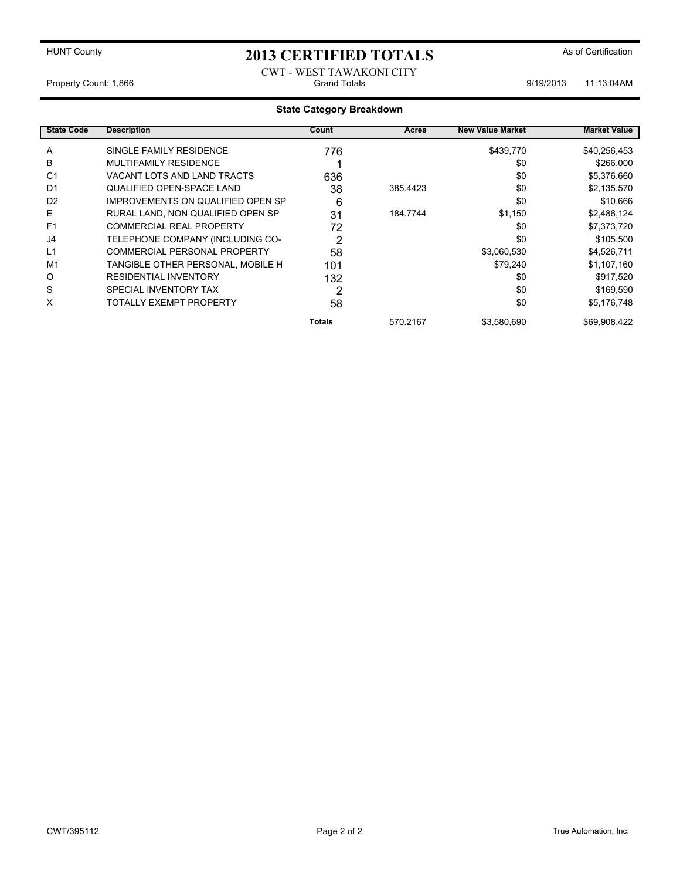HUNT County

# 2013 CERTIFIED TOTALS

As of Certification

CWT - WEST TAWAKONI CITY

Grand Totals

Property Count: 1,866

9/19/2013 11:13:04AM

## State Category Breakdown

| State Code | Description | Count | Acres | New Value Market | Market Value |
|---|---|---|---|---|---|
| A | SINGLE FAMILY RESIDENCE | 776 | | $439,770 | $40,256,453 |
| B | MULTIFAMILY RESIDENCE | 1 | | $0 | $266,000 |
| C1 | VACANT LOTS AND LAND TRACTS | 636 | | $0 | $5,376,660 |
| D1 | QUALIFIED OPEN-SPACE LAND | 38 | 385.4423 | $0 | $2,135,570 |
| D2 | IMPROVEMENTS ON QUALIFIED OPEN SP | 6 | | $0 | $10,666 |
| E | RURAL LAND, NON QUALIFIED OPEN SP | 31 | 184.7744 | $1,150 | $2,486,124 |
| F1 | COMMERCIAL REAL PROPERTY | 72 | | $0 | $7,373,720 |
| J4 | TELEPHONE COMPANY (INCLUDING CO- | 2 | | $0 | $105,500 |
| L1 | COMMERCIAL PERSONAL PROPERTY | 58 | | $3,060,530 | $4,526,711 |
| M1 | TANGIBLE OTHER PERSONAL, MOBILE H | 101 | | $79,240 | $1,107,160 |
| O | RESIDENTIAL INVENTORY | 132 | | $0 | $917,520 |
| S | SPECIAL INVENTORY TAX | 2 | | $0 | $169,590 |
| X | TOTALLY EXEMPT PROPERTY | 58 | | $0 | $5,176,748 |
| | | **Totals** | 570.2167 | $3,580,690 | $69,908,422 |

CWT/395112

True Automation, Inc.